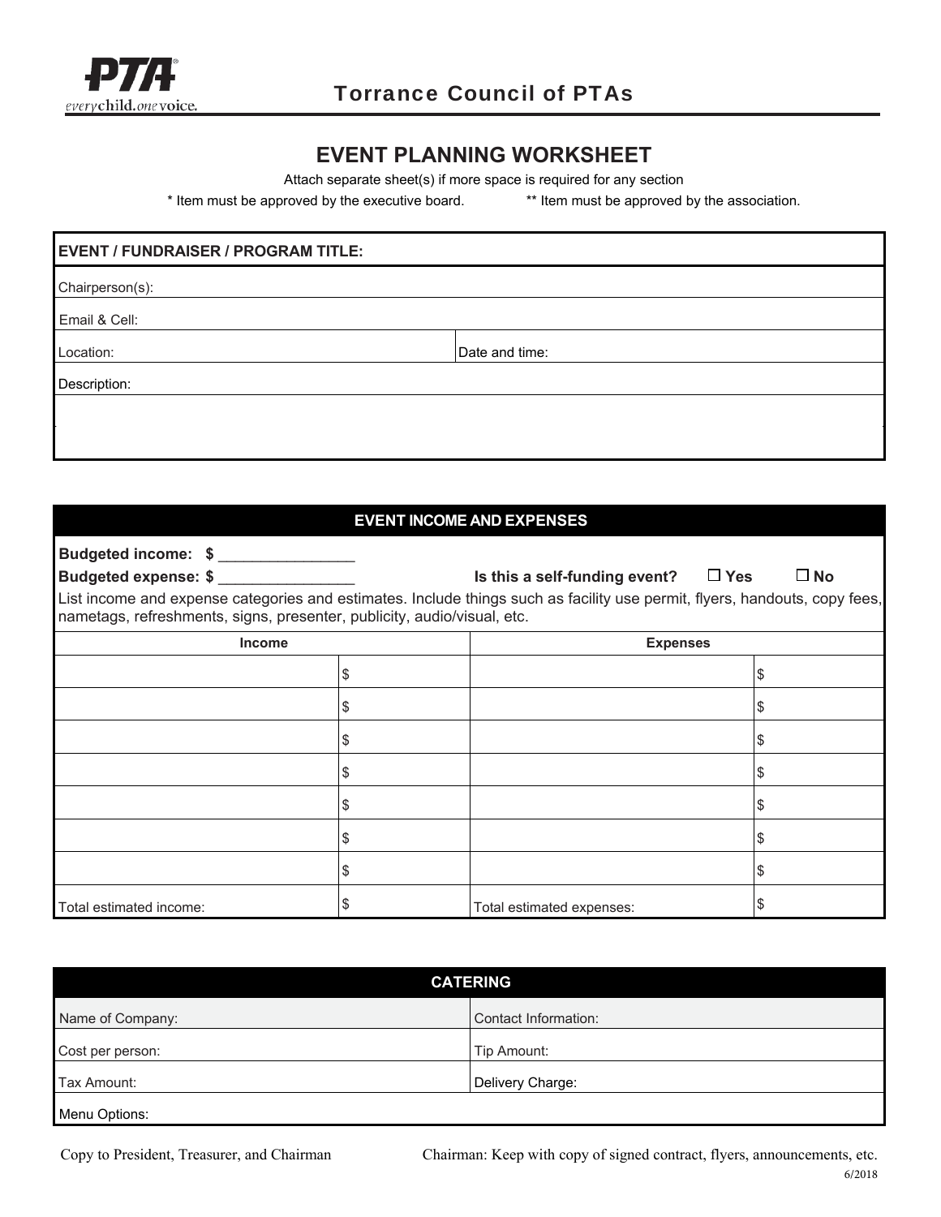Torrance Council of PTAs

# EVENT PLANNING WORKSHEET

Attach separate sheet(s) if more space is required for any section

* Item must be approved by the executive board. ** Item must be approved by the association.

| **EVENT / FUNDRAISER / PROGRAM TITLE:** | |
|---|---|
| Chairperson(s): | |
| Email & Cell: | |
| Location: | Date and time: |
| Description: | |
| | |

## EVENT INCOME AND EXPENSES

**Budgeted income: $** ________________

**Budgeted expense: $** ________________ **Is this a self-funding event?** ☐ **Yes** ☐ **No**

List income and expense categories and estimates. Include things such as facility use permit, flyers, handouts, copy fees, nametags, refreshments, signs, presenter, publicity, audio/visual, etc.

| **Income** | | **Expenses** | |
|---|---|---|---|
| | $ | | $ |
| | $ | | $ |
| | $ | | $ |
| | $ | | $ |
| | $ | | $ |
| | $ | | $ |
| | $ | | $ |
| Total estimated income: | $ | Total estimated expenses: | $ |

## CATERING

| Name of Company: | Contact Information: |
|---|---|
| Cost per person: | Tip Amount: |
| Tax Amount: | Delivery Charge: |
| Menu Options: | |

Copy to President, Treasurer, and Chairman

Chairman: Keep with copy of signed contract, flyers, announcements, etc.

6/2018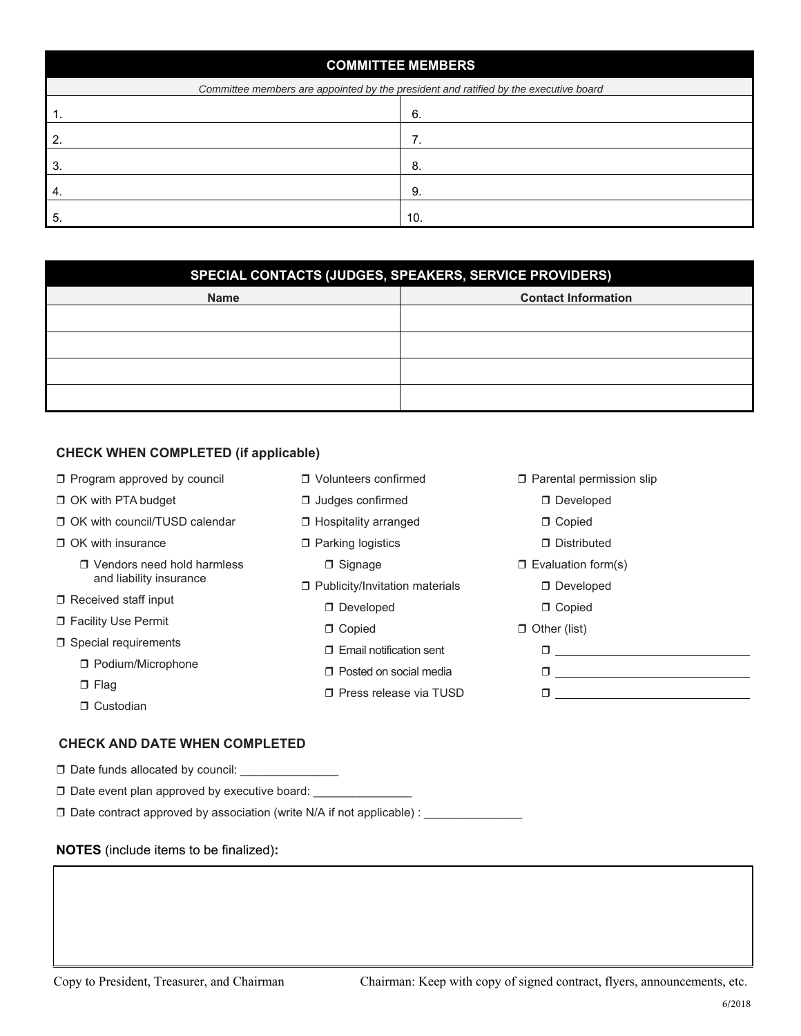| COMMITTEE MEMBERS | |
|---|---|
| *Committee members are appointed by the president and ratified by the executive board* | |
| 1. | 6. |
| 2. | 7. |
| 3. | 8. |
| 4. | 9. |
| 5. | 10. |

| SPECIAL CONTACTS (JUDGES, SPEAKERS, SERVICE PROVIDERS) | |
|---|---|
| **Name** | **Contact Information** |
| | |
| | |
| | |
| | |

**CHECK WHEN COMPLETED (if applicable)**

- ❒ Program approved by council
- ❒ OK with PTA budget
- ❒ OK with council/TUSD calendar
- ❒ OK with insurance
  - ❒ Vendors need hold harmless and liability insurance
- ❒ Received staff input
- ❒ Facility Use Permit
- ❒ Special requirements
  - ❒ Podium/Microphone
  - ❒ Flag
  - ❒ Custodian
- ❒ Volunteers confirmed
- ❒ Judges confirmed
- ❒ Hospitality arranged
- ❒ Parking logistics
  - ❒ Signage
- ❒ Publicity/Invitation materials
  - ❒ Developed
  - ❒ Copied
  - ❒ Email notification sent
  - ❒ Posted on social media
  - ❒ Press release via TUSD
- ❒ Parental permission slip
  - ❒ Developed
  - ❒ Copied
  - ❒ Distributed
- ❒ Evaluation form(s)
  - ❒ Developed
  - ❒ Copied
- ❒ Other (list)
  - ❒ ______________________________
  - ❒ ______________________________
  - ❒ ______________________________

**CHECK AND DATE WHEN COMPLETED**

- ❒ Date funds allocated by council: _______________
- ❒ Date event plan approved by executive board: _______________
- ❒ Date contract approved by association (write N/A if not applicable) : _______________

**NOTES** (include items to be finalized)**:**

| |
|---|
| |

Copy to President, Treasurer, and Chairman

Chairman: Keep with copy of signed contract, flyers, announcements, etc.

6/2018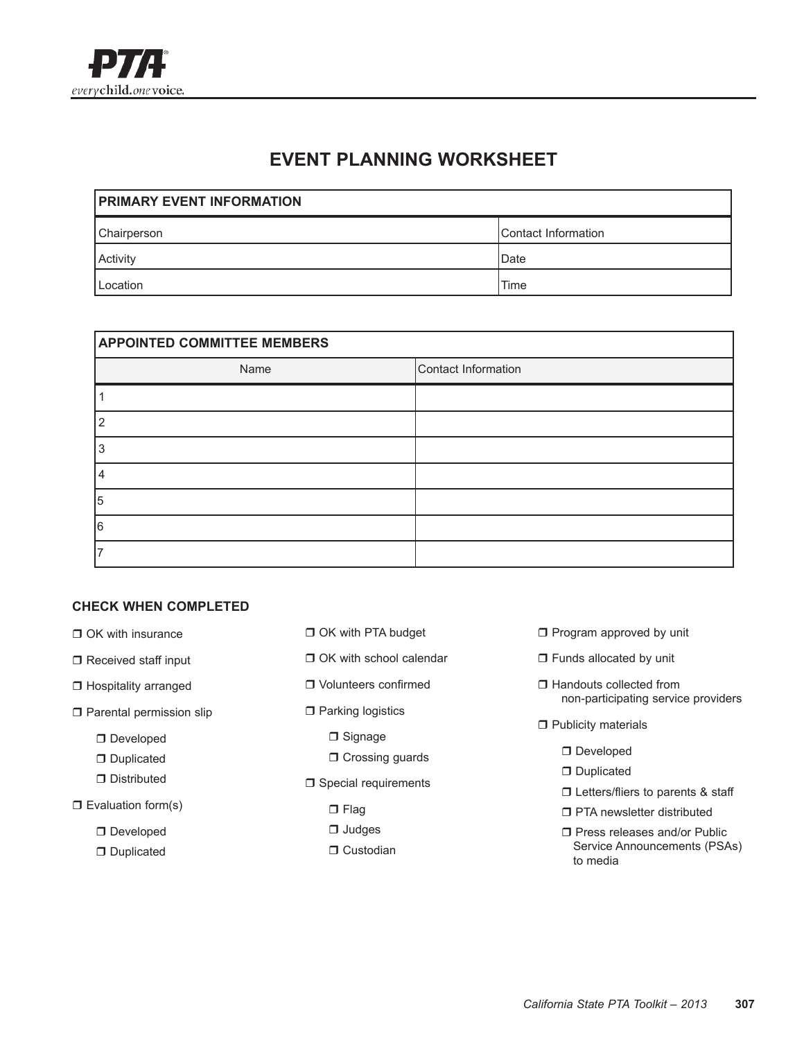# EVENT PLANNING WORKSHEET

| PRIMARY EVENT INFORMATION | |
|---|---|
| Chairperson | Contact Information |
| Activity | Date |
| Location | Time |

| APPOINTED COMMITTEE MEMBERS | |
|---|---|
| Name | Contact Information |
| 1 | |
| 2 | |
| 3 | |
| 4 | |
| 5 | |
| 6 | |
| 7 | |

### CHECK WHEN COMPLETED

- ❒ OK with insurance
- ❒ Received staff input
- ❒ Hospitality arranged
- ❒ Parental permission slip
  - ❒ Developed
  - ❒ Duplicated
  - ❒ Distributed
- ❒ Evaluation form(s)
  - ❒ Developed
  - ❒ Duplicated
- ❒ OK with PTA budget
- ❒ OK with school calendar
- ❒ Volunteers confirmed
- ❒ Parking logistics
  - ❒ Signage
  - ❒ Crossing guards
- ❒ Special requirements
  - ❒ Flag
  - ❒ Judges
  - ❒ Custodian
- ❒ Program approved by unit
- ❒ Funds allocated by unit
- ❒ Handouts collected from non-participating service providers
- ❒ Publicity materials
  - ❒ Developed
  - ❒ Duplicated
  - ❒ Letters/fliers to parents & staff
  - ❒ PTA newsletter distributed
  - ❒ Press releases and/or Public Service Announcements (PSAs) to media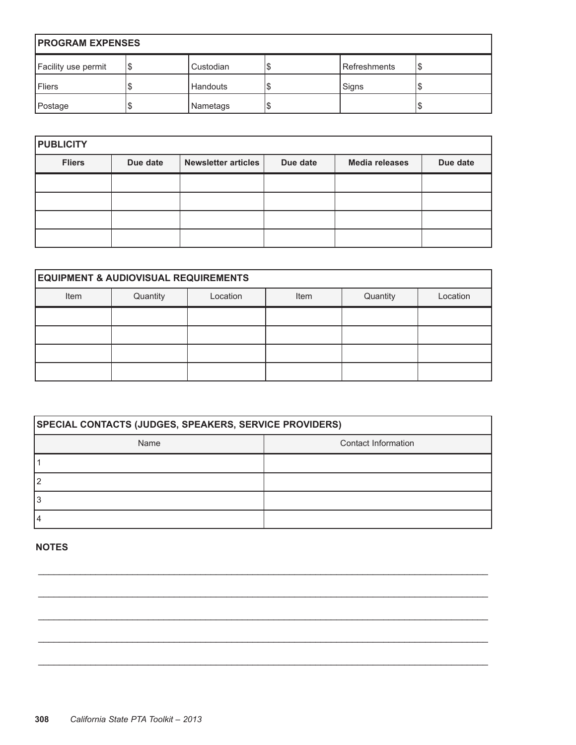| PROGRAM EXPENSES | | | | | |
|---|---|---|---|---|---|
| Facility use permit | $ | Custodian | $ | Refreshments | $ |
| Fliers | $ | Handouts | $ | Signs | $ |
| Postage | $ | Nametags | $ | | $ |

| PUBLICITY | | | | | |
|---|---|---|---|---|---|
| **Fliers** | **Due date** | **Newsletter articles** | **Due date** | **Media releases** | **Due date** |
| | | | | | |
| | | | | | |
| | | | | | |
| | | | | | |

| EQUIPMENT & AUDIOVISUAL REQUIREMENTS | | | | | |
|---|---|---|---|---|---|
| Item | Quantity | Location | Item | Quantity | Location |
| | | | | | |
| | | | | | |
| | | | | | |
| | | | | | |

| SPECIAL CONTACTS (JUDGES, SPEAKERS, SERVICE PROVIDERS) | |
|---|---|
| Name | Contact Information |
| 1 | |
| 2 | |
| 3 | |
| 4 | |

**NOTES**

______________________________________________________________________________

______________________________________________________________________________

______________________________________________________________________________

______________________________________________________________________________

______________________________________________________________________________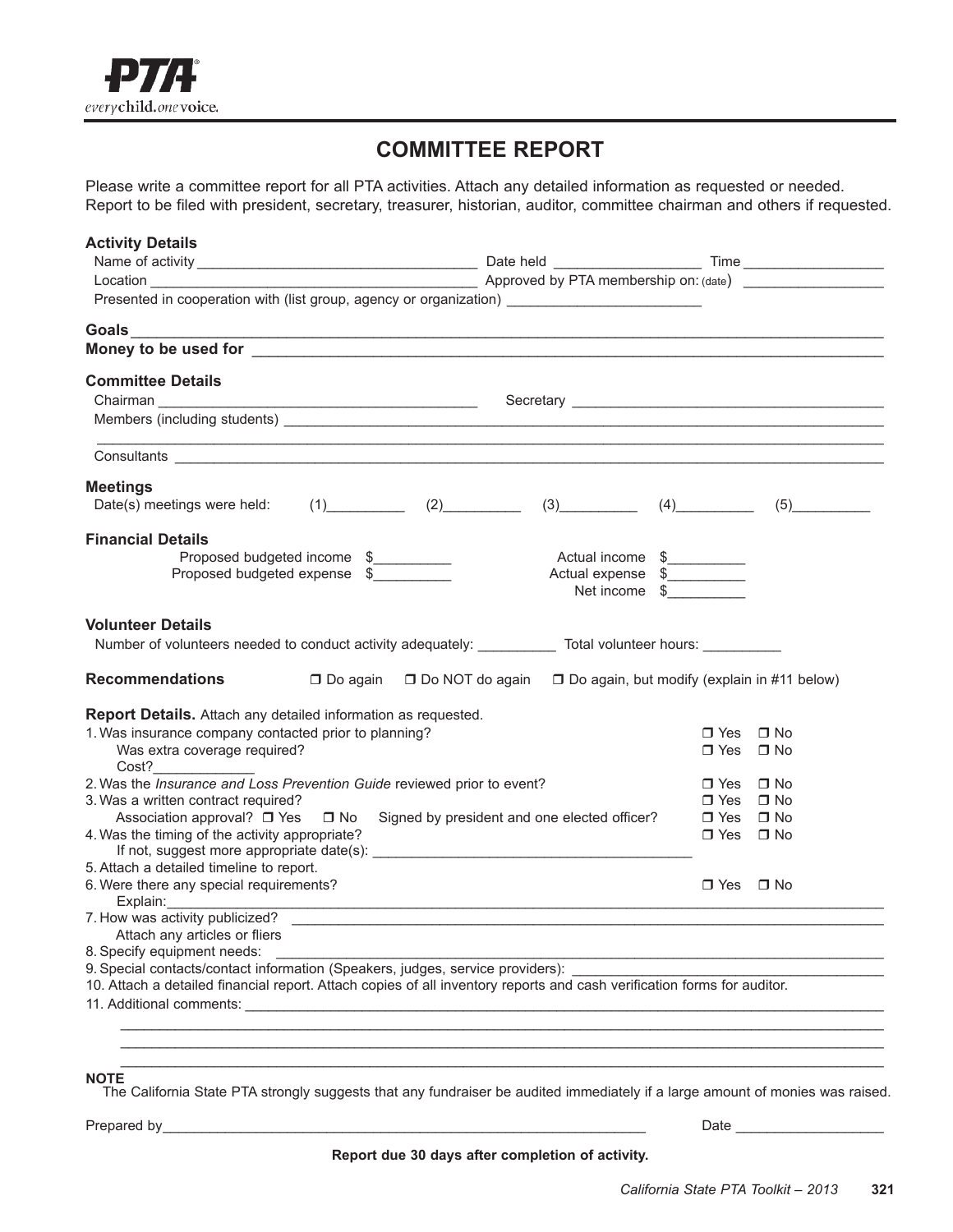PTA

everychild.onevoice.

# COMMITTEE REPORT

Please write a committee report for all PTA activities. Attach any detailed information as requested or needed. Report to be filed with president, secretary, treasurer, historian, auditor, committee chairman and others if requested.

**Activity Details**

Name of activity ____________________________________ Date held __________________ Time _________________

Location ____________________________________________ Approved by PTA membership on: (date) _________________

Presented in cooperation with (list group, agency or organization) ________________________

**Goals** ________________________________________________________________________________________

**Money to be used for** ___________________________________________________________________________

**Committee Details**

Chairman ________________________________________ Secretary ________________________________________

Members (including students) _________________________________________________________________________

________________________________________________________________________________________________

Consultants _____________________________________________________________________________________

**Meetings**

Date(s) meetings were held: (1)__________ (2)__________ (3)__________ (4)__________ (5)__________

**Financial Details**

Proposed budgeted income $__________ Actual income $__________

Proposed budgeted expense $__________ Actual expense $__________

Net income $__________

**Volunteer Details**

Number of volunteers needed to conduct activity adequately: __________ Total volunteer hours: __________

**Recommendations** ❒ Do again ❒ Do NOT do again ❒ Do again, but modify (explain in #11 below)

**Report Details.** Attach any detailed information as requested.

1. Was insurance company contacted prior to planning? ❒ Yes ❒ No
   Was extra coverage required? ❒ Yes ❒ No
   Cost?_____________
2. Was the *Insurance and Loss Prevention Guide* reviewed prior to event? ❒ Yes ❒ No
3. Was a written contract required? ❒ Yes ❒ No
   Association approval? ❒ Yes ❒ No Signed by president and one elected officer? ❒ Yes ❒ No
4. Was the timing of the activity appropriate? ❒ Yes ❒ No
   If not, suggest more appropriate date(s): ________________________________________
5. Attach a detailed timeline to report.
6. Were there any special requirements? ❒ Yes ❒ No
   Explain:_____________________________________________________________________________
7. How was activity publicized? ____________________________________________________________
   Attach any articles or fliers
8. Specify equipment needs: _______________________________________________________________
9. Special contacts/contact information (Speakers, judges, service providers): ________________________
10. Attach a detailed financial report. Attach copies of all inventory reports and cash verification forms for auditor.
11. Additional comments: _________________________________________________________________

________________________________________________________________________________________________

________________________________________________________________________________________________

________________________________________________________________________________________________

**NOTE**

The California State PTA strongly suggests that any fundraiser be audited immediately if a large amount of monies was raised.

Prepared by_________________________________________________________________ Date ___________________

**Report due 30 days after completion of activity.**